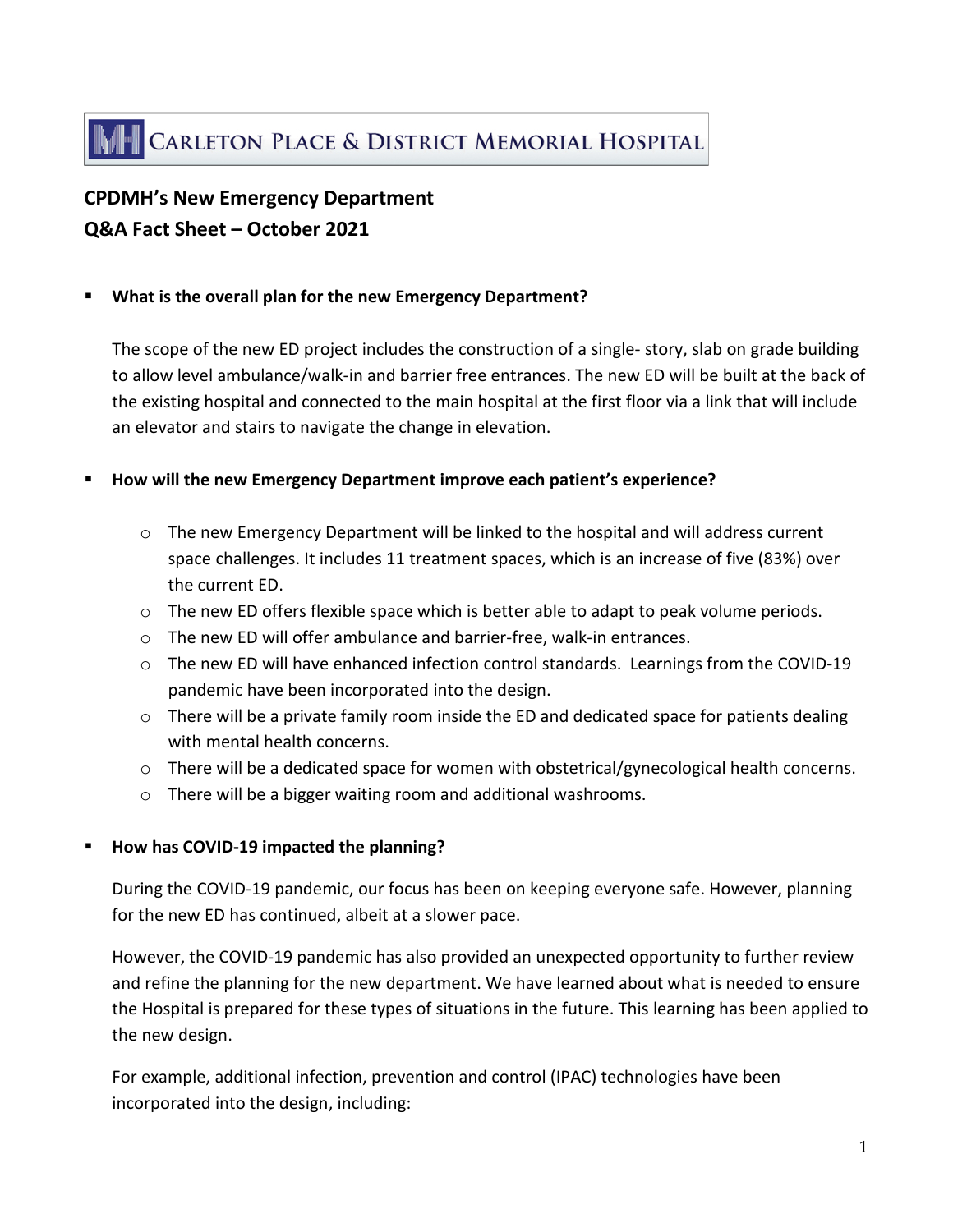# CARLETON PLACE & DISTRICT MEMORIAL HOSPITAL

## CPDMH's New Emergency Department
## Q&A Fact Sheet – October 2021

- **What is the overall plan for the new Emergency Department?**

  The scope of the new ED project includes the construction of a single- story, slab on grade building to allow level ambulance/walk-in and barrier free entrances. The new ED will be built at the back of the existing hospital and connected to the main hospital at the first floor via a link that will include an elevator and stairs to navigate the change in elevation.

- **How will the new Emergency Department improve each patient's experience?**

  - The new Emergency Department will be linked to the hospital and will address current space challenges. It includes 11 treatment spaces, which is an increase of five (83%) over the current ED.
  - The new ED offers flexible space which is better able to adapt to peak volume periods.
  - The new ED will offer ambulance and barrier-free, walk-in entrances.
  - The new ED will have enhanced infection control standards. Learnings from the COVID-19 pandemic have been incorporated into the design.
  - There will be a private family room inside the ED and dedicated space for patients dealing with mental health concerns.
  - There will be a dedicated space for women with obstetrical/gynecological health concerns.
  - There will be a bigger waiting room and additional washrooms.

- **How has COVID-19 impacted the planning?**

  During the COVID-19 pandemic, our focus has been on keeping everyone safe. However, planning for the new ED has continued, albeit at a slower pace.

  However, the COVID-19 pandemic has also provided an unexpected opportunity to further review and refine the planning for the new department. We have learned about what is needed to ensure the Hospital is prepared for these types of situations in the future. This learning has been applied to the new design.

  For example, additional infection, prevention and control (IPAC) technologies have been incorporated into the design, including: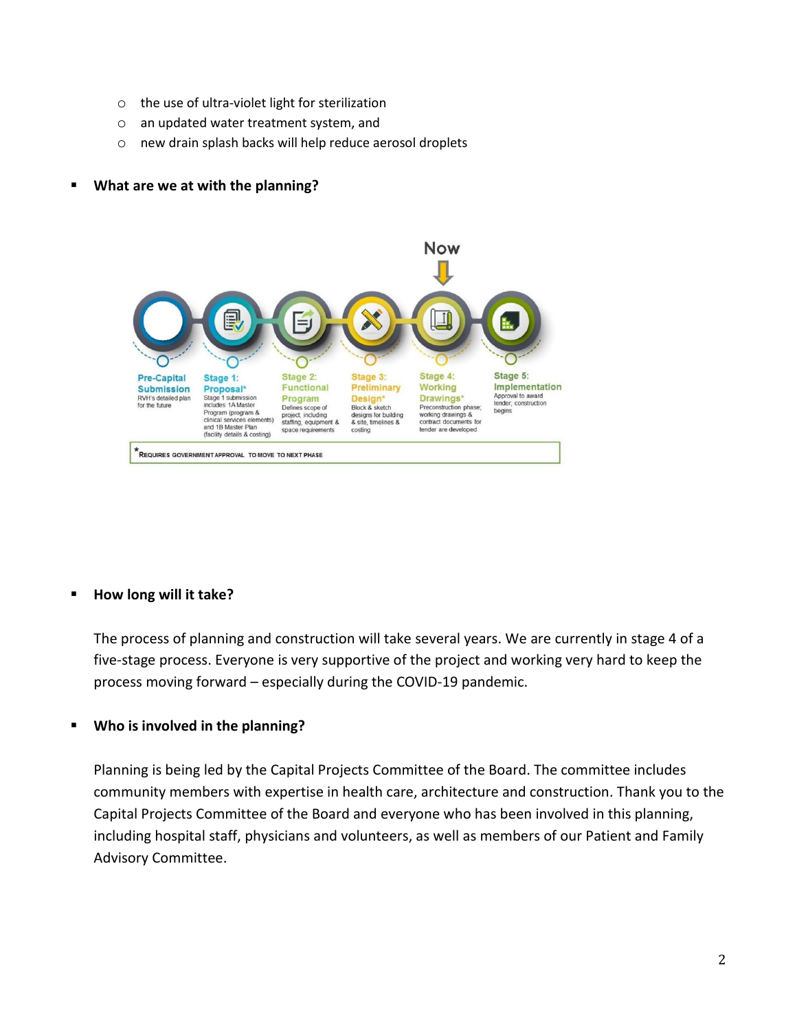- the use of ultra-violet light for sterilization
- an updated water treatment system, and
- new drain splash backs will help reduce aerosol droplets

- **What are we at with the planning?**

Now

**Pre-Capital Submission**
RVH's detailed plan for the future

**Stage 1: Proposal***
Stage 1 submission includes 1A Master Program (program & clinical services elements) and 1B Master Plan (facility details & costing)

**Stage 2: Functional Program**
Defines scope of project, including staffing, equipment & space requirements

**Stage 3: Preliminary Design***
Block & sketch designs for building & site, timelines & costing

**Stage 4: Working Drawings***
Preconstruction phase; working drawings & contract documents for tender are developed

**Stage 5: Implementation**
Approval to award tender; construction begins

*REQUIRES GOVERNMENT APPROVAL TO MOVE TO NEXT PHASE

- **How long will it take?**

  The process of planning and construction will take several years. We are currently in stage 4 of a five-stage process. Everyone is very supportive of the project and working very hard to keep the process moving forward – especially during the COVID-19 pandemic.

- **Who is involved in the planning?**

  Planning is being led by the Capital Projects Committee of the Board. The committee includes community members with expertise in health care, architecture and construction. Thank you to the Capital Projects Committee of the Board and everyone who has been involved in this planning, including hospital staff, physicians and volunteers, as well as members of our Patient and Family Advisory Committee.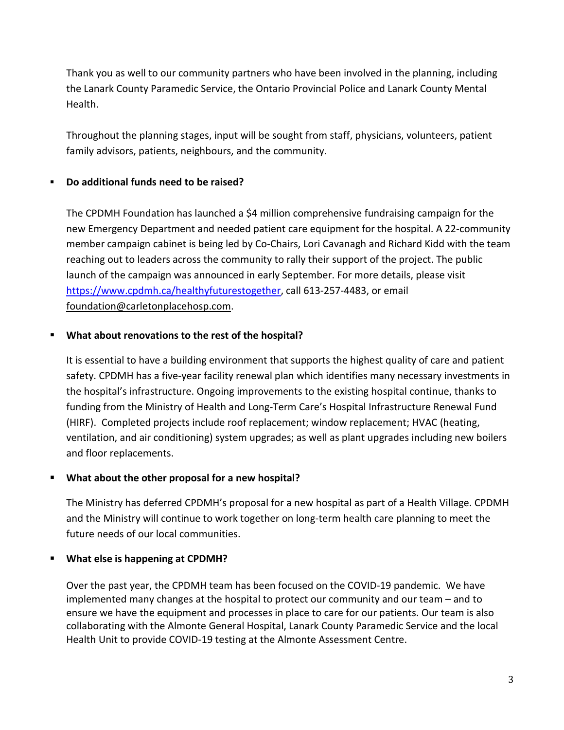Thank you as well to our community partners who have been involved in the planning, including the Lanark County Paramedic Service, the Ontario Provincial Police and Lanark County Mental Health.

Throughout the planning stages, input will be sought from staff, physicians, volunteers, patient family advisors, patients, neighbours, and the community.

- **Do additional funds need to be raised?**

  The CPDMH Foundation has launched a $4 million comprehensive fundraising campaign for the new Emergency Department and needed patient care equipment for the hospital. A 22-community member campaign cabinet is being led by Co-Chairs, Lori Cavanagh and Richard Kidd with the team reaching out to leaders across the community to rally their support of the project. The public launch of the campaign was announced in early September. For more details, please visit https://www.cpdmh.ca/healthyfuturestogether, call 613-257-4483, or email foundation@carletonplacehosp.com.

- **What about renovations to the rest of the hospital?**

  It is essential to have a building environment that supports the highest quality of care and patient safety. CPDMH has a five-year facility renewal plan which identifies many necessary investments in the hospital's infrastructure. Ongoing improvements to the existing hospital continue, thanks to funding from the Ministry of Health and Long-Term Care's Hospital Infrastructure Renewal Fund (HIRF). Completed projects include roof replacement; window replacement; HVAC (heating, ventilation, and air conditioning) system upgrades; as well as plant upgrades including new boilers and floor replacements.

- **What about the other proposal for a new hospital?**

  The Ministry has deferred CPDMH's proposal for a new hospital as part of a Health Village. CPDMH and the Ministry will continue to work together on long-term health care planning to meet the future needs of our local communities.

- **What else is happening at CPDMH?**

  Over the past year, the CPDMH team has been focused on the COVID-19 pandemic. We have implemented many changes at the hospital to protect our community and our team – and to ensure we have the equipment and processes in place to care for our patients. Our team is also collaborating with the Almonte General Hospital, Lanark County Paramedic Service and the local Health Unit to provide COVID-19 testing at the Almonte Assessment Centre.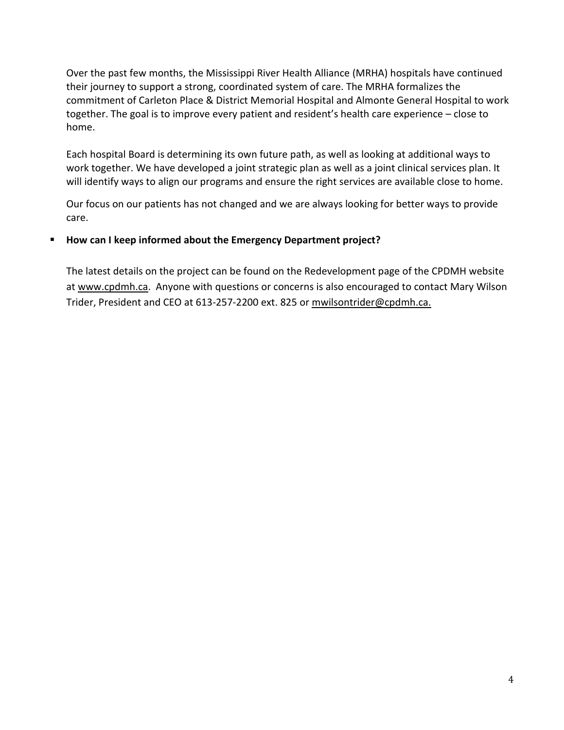Over the past few months, the Mississippi River Health Alliance (MRHA) hospitals have continued their journey to support a strong, coordinated system of care. The MRHA formalizes the commitment of Carleton Place & District Memorial Hospital and Almonte General Hospital to work together. The goal is to improve every patient and resident's health care experience – close to home.

Each hospital Board is determining its own future path, as well as looking at additional ways to work together. We have developed a joint strategic plan as well as a joint clinical services plan. It will identify ways to align our programs and ensure the right services are available close to home.

Our focus on our patients has not changed and we are always looking for better ways to provide care.

- **How can I keep informed about the Emergency Department project?**

  The latest details on the project can be found on the Redevelopment page of the CPDMH website at www.cpdmh.ca. Anyone with questions or concerns is also encouraged to contact Mary Wilson Trider, President and CEO at 613-257-2200 ext. 825 or mwilsontrider@cpdmh.ca.